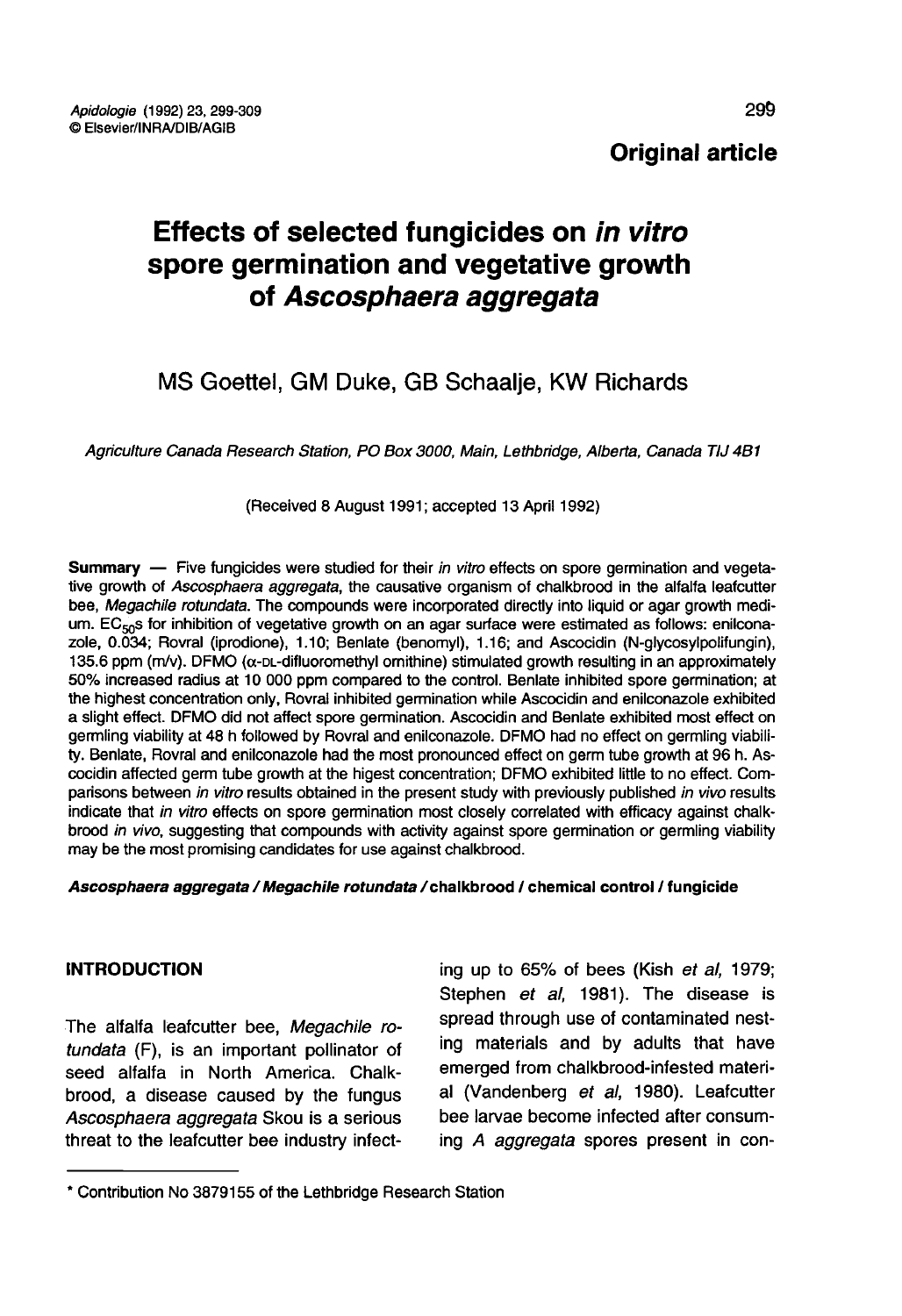**Original article**

# Effects of selected fungicides on *in vitro* spore germination and vegetative growth of *Ascosphaera aggregata*

MS Goettel, GM Duke, GB Schaalje, KW Richards

*Agriculture Canada Research Station, PO Box 3000, Main, Lethbridge, Alberta, Canada T1J 4B1*

(Received 8 August 1991; accepted 13 April 1992)

**Summary** — Five fungicides were studied for their *in vitro* effects on spore germination and vegetative growth of *Ascosphaera aggregata*, the causative organism of chalkbrood in the alfalfa leafcutter bee, *Megachile rotundata*. The compounds were incorporated directly into liquid or agar growth medium. $EC_{50}$s for inhibition of vegetative growth on an agar surface were estimated as follows: enilconazole, 0.034; Rovral (iprodione), 1.10; Benlate (benomyl), 1.16; and Ascocidin (N-glycosylpolifungin), 135.6 ppm (m/v). DFMO ($\alpha$-DL-difluoromethyl ornithine) stimulated growth resulting in an approximately 50% increased radius at 10 000 ppm compared to the control. Benlate inhibited spore germination; at the highest concentration only, Rovral inhibited germination while Ascocidin and enilconazole exhibited a slight effect. DFMO did not affect spore germination. Ascocidin and Benlate exhibited most effect on germling viability at 48 h followed by Rovral and enilconazole. DFMO had no effect on germling viability. Benlate, Rovral and enilconazole had the most pronounced effect on germ tube growth at 96 h. Ascocidin affected germ tube growth at the higest concentration; DFMO exhibited little to no effect. Comparisons between *in vitro* results obtained in the present study with previously published *in vivo* results indicate that *in vitro* effects on spore germination most closely correlated with efficacy against chalkbrood *in vivo*, suggesting that compounds with activity against spore germination or germling viability may be the most promising candidates for use against chalkbrood.

***Ascosphaera aggregata* / *Megachile rotundata* / chalkbrood / chemical control / fungicide**

## INTRODUCTION

The alfalfa leafcutter bee, *Megachile rotundata* (F), is an important pollinator of seed alfalfa in North America. Chalkbrood, a disease caused by the fungus *Ascosphaera aggregata* Skou is a serious threat to the leafcutter bee industry infecting up to 65% of bees (Kish *et al*, 1979; Stephen *et al*, 1981). The disease is spread through use of contaminated nesting materials and by adults that have emerged from chalkbrood-infested material (Vandenberg *et al*, 1980). Leafcutter bee larvae become infected after consuming *A aggregata* spores present in con-

* Contribution No 3879155 of the Lethbridge Research Station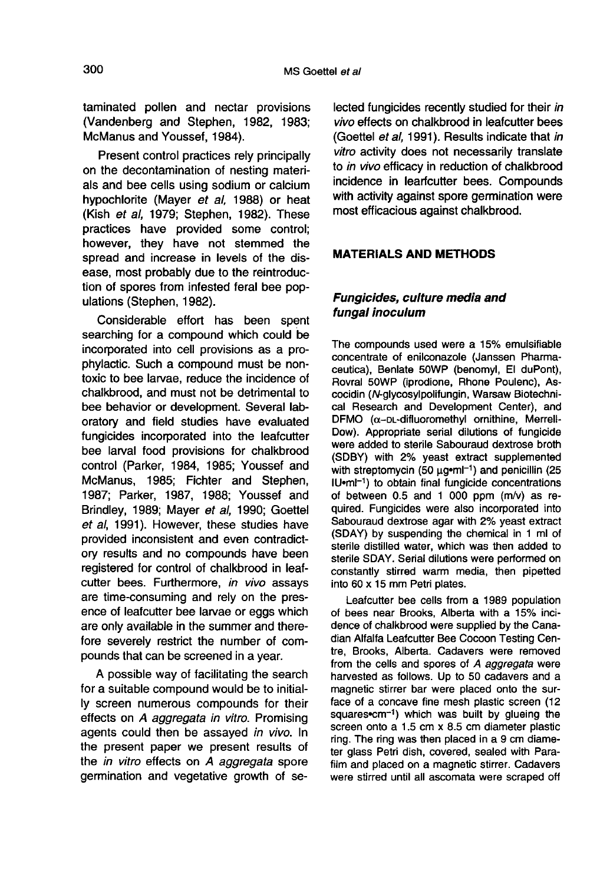taminated pollen and nectar provisions (Vandenberg and Stephen, 1982, 1983; McManus and Youssef, 1984).

Present control practices rely principally on the decontamination of nesting materials and bee cells using sodium or calcium hypochlorite (Mayer *et al*, 1988) or heat (Kish *et al*, 1979; Stephen, 1982). These practices have provided some control; however, they have not stemmed the spread and increase in levels of the disease, most probably due to the reintroduction of spores from infested feral bee populations (Stephen, 1982).

Considerable effort has been spent searching for a compound which could be incorporated into cell provisions as a prophylactic. Such a compound must be nontoxic to bee larvae, reduce the incidence of chalkbrood, and must not be detrimental to bee behavior or development. Several laboratory and field studies have evaluated fungicides incorporated into the leafcutter bee larval food provisions for chalkbrood control (Parker, 1984, 1985; Youssef and McManus, 1985; Fichter and Stephen, 1987; Parker, 1987, 1988; Youssef and Brindley, 1989; Mayer *et al*, 1990; Goettel *et al*, 1991). However, these studies have provided inconsistent and even contradictory results and no compounds have been registered for control of chalkbrood in leafcutter bees. Furthermore, *in vivo* assays are time-consuming and rely on the presence of leafcutter bee larvae or eggs which are only available in the summer and therefore severely restrict the number of compounds that can be screened in a year.

A possible way of facilitating the search for a suitable compound would be to initially screen numerous compounds for their effects on *A aggregata in vitro*. Promising agents could then be assayed *in vivo*. In the present paper we present results of the *in vitro* effects on *A aggregata* spore germination and vegetative growth of selected fungicides recently studied for their *in vivo* effects on chalkbrood in leafcutter bees (Goettel *et al*, 1991). Results indicate that *in vitro* activity does not necessarily translate to *in vivo* efficacy in reduction of chalkbrood incidence in learfcutter bees. Compounds with activity against spore germination were most efficacious against chalkbrood.

## MATERIALS AND METHODS

### *Fungicides, culture media and fungal inoculum*

The compounds used were a 15% emulsifiable concentrate of enilconazole (Janssen Pharmaceutica), Benlate 50WP (benomyl, El duPont), Rovral 50WP (iprodione, Rhone Poulenc), Ascocidin (*N*-glycosylpolifungin, Warsaw Biotechnical Research and Development Center), and DFMO (α-DL-difluoromethyl ornithine, Merrell-Dow). Appropriate serial dilutions of fungicide were added to sterile Sabouraud dextrose broth (SDBY) with 2% yeast extract supplemented with streptomycin (50 μg•ml$^{-1}$) and penicillin (25 IU•ml$^{-1}$) to obtain final fungicide concentrations of between 0.5 and 1 000 ppm (m/v) as required. Fungicides were also incorporated into Sabouraud dextrose agar with 2% yeast extract (SDAY) by suspending the chemical in 1 ml of sterile distilled water, which was then added to sterile SDAY. Serial dilutions were performed on constantly stirred warm media, then pipetted into 60 x 15 mm Petri plates.

Leafcutter bee cells from a 1989 population of bees near Brooks, Alberta with a 15% incidence of chalkbrood were supplied by the Canadian Alfalfa Leafcutter Bee Cocoon Testing Centre, Brooks, Alberta. Cadavers were removed from the cells and spores of *A aggregata* were harvested as follows. Up to 50 cadavers and a magnetic stirrer bar were placed onto the surface of a concave fine mesh plastic screen (12 squares•cm$^{-1}$) which was built by glueing the screen onto a 1.5 cm x 8.5 cm diameter plastic ring. The ring was then placed in a 9 cm diameter glass Petri dish, covered, sealed with Parafilm and placed on a magnetic stirrer. Cadavers were stirred until all ascomata were scraped off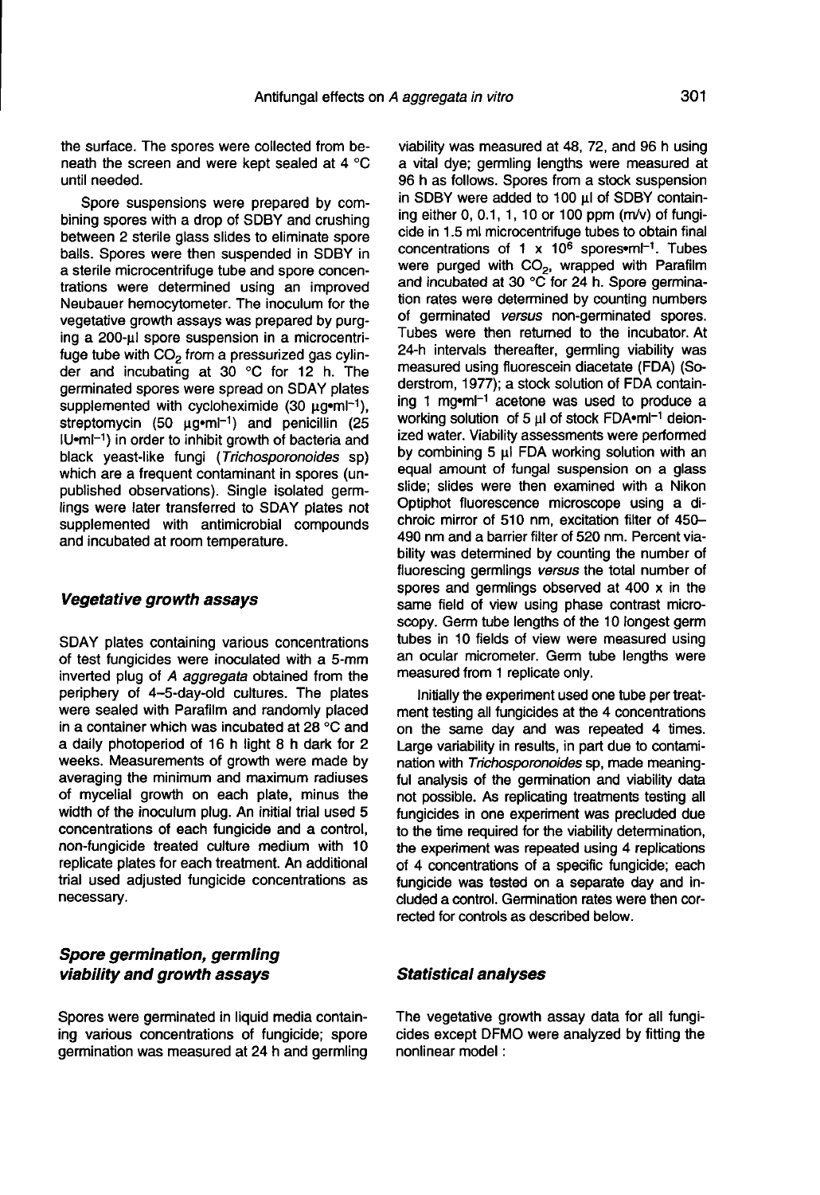the surface. The spores were collected from beneath the screen and were kept sealed at 4 °C until needed.

Spore suspensions were prepared by combining spores with a drop of SDBY and crushing between 2 sterile glass slides to eliminate spore balls. Spores were then suspended in SDBY in a sterile microcentrifuge tube and spore concentrations were determined using an improved Neubauer hemocytometer. The inoculum for the vegetative growth assays was prepared by purging a 200-µl spore suspension in a microcentrifuge tube with $CO_2$ from a pressurized gas cylinder and incubating at 30 °C for 12 h. The germinated spores were spread on SDAY plates supplemented with cycloheximide (30 µg•ml$^{-1}$), streptomycin (50 µg•ml$^{-1}$) and penicillin (25 IU•ml$^{-1}$) in order to inhibit growth of bacteria and black yeast-like fungi (*Trichosporonoides* sp) which are a frequent contaminant in spores (unpublished observations). Single isolated germlings were later transferred to SDAY plates not supplemented with antimicrobial compounds and incubated at room temperature.

### *Vegetative growth assays*

SDAY plates containing various concentrations of test fungicides were inoculated with a 5-mm inverted plug of *A aggregata* obtained from the periphery of 4–5-day-old cultures. The plates were sealed with Parafilm and randomly placed in a container which was incubated at 28 °C and a daily photoperiod of 16 h light 8 h dark for 2 weeks. Measurements of growth were made by averaging the minimum and maximum radiuses of mycelial growth on each plate, minus the width of the inoculum plug. An initial trial used 5 concentrations of each fungicide and a control, non-fungicide treated culture medium with 10 replicate plates for each treatment. An additional trial used adjusted fungicide concentrations as necessary.

### *Spore germination, germling viability and growth assays*

Spores were germinated in liquid media containing various concentrations of fungicide; spore germination was measured at 24 h and germling viability was measured at 48, 72, and 96 h using a vital dye; germling lengths were measured at 96 h as follows. Spores from a stock suspension in SDBY were added to 100 µl of SDBY containing either 0, 0.1, 1, 10 or 100 ppm (m/v) of fungicide in 1.5 ml microcentrifuge tubes to obtain final concentrations of 1 x 10$^6$ spores•ml$^{-1}$. Tubes were purged with $CO_2$, wrapped with Parafilm and incubated at 30 °C for 24 h. Spore germination rates were determined by counting numbers of germinated *versus* non-germinated spores. Tubes were then returned to the incubator. At 24-h intervals thereafter, germling viability was measured using fluorescein diacetate (FDA) (Soderstrom, 1977); a stock solution of FDA containing 1 mg•ml$^{-1}$ acetone was used to produce a working solution of 5 µl of stock FDA•ml$^{-1}$ deionized water. Viability assessments were performed by combining 5 µl FDA working solution with an equal amount of fungal suspension on a glass slide; slides were then examined with a Nikon Optiphot fluorescence microscope using a dichroic mirror of 510 nm, excitation filter of 450–490 nm and a barrier filter of 520 nm. Percent viability was determined by counting the number of fluorescing germlings *versus* the total number of spores and germlings observed at 400 x in the same field of view using phase contrast microscopy. Germ tube lengths of the 10 longest germ tubes in 10 fields of view were measured using an ocular micrometer. Germ tube lengths were measured from 1 replicate only.

Initially the experiment used one tube per treatment testing all fungicides at the 4 concentrations on the same day and was repeated 4 times. Large variability in results, in part due to contamination with *Trichosporonoides* sp, made meaningful analysis of the germination and viability data not possible. As replicating treatments testing all fungicides in one experiment was precluded due to the time required for the viability determination, the experiment was repeated using 4 replications of 4 concentrations of a specific fungicide; each fungicide was tested on a separate day and included a control. Germination rates were then corrected for controls as described below.

### *Statistical analyses*

The vegetative growth assay data for all fungicides except DFMO were analyzed by fitting the nonlinear model :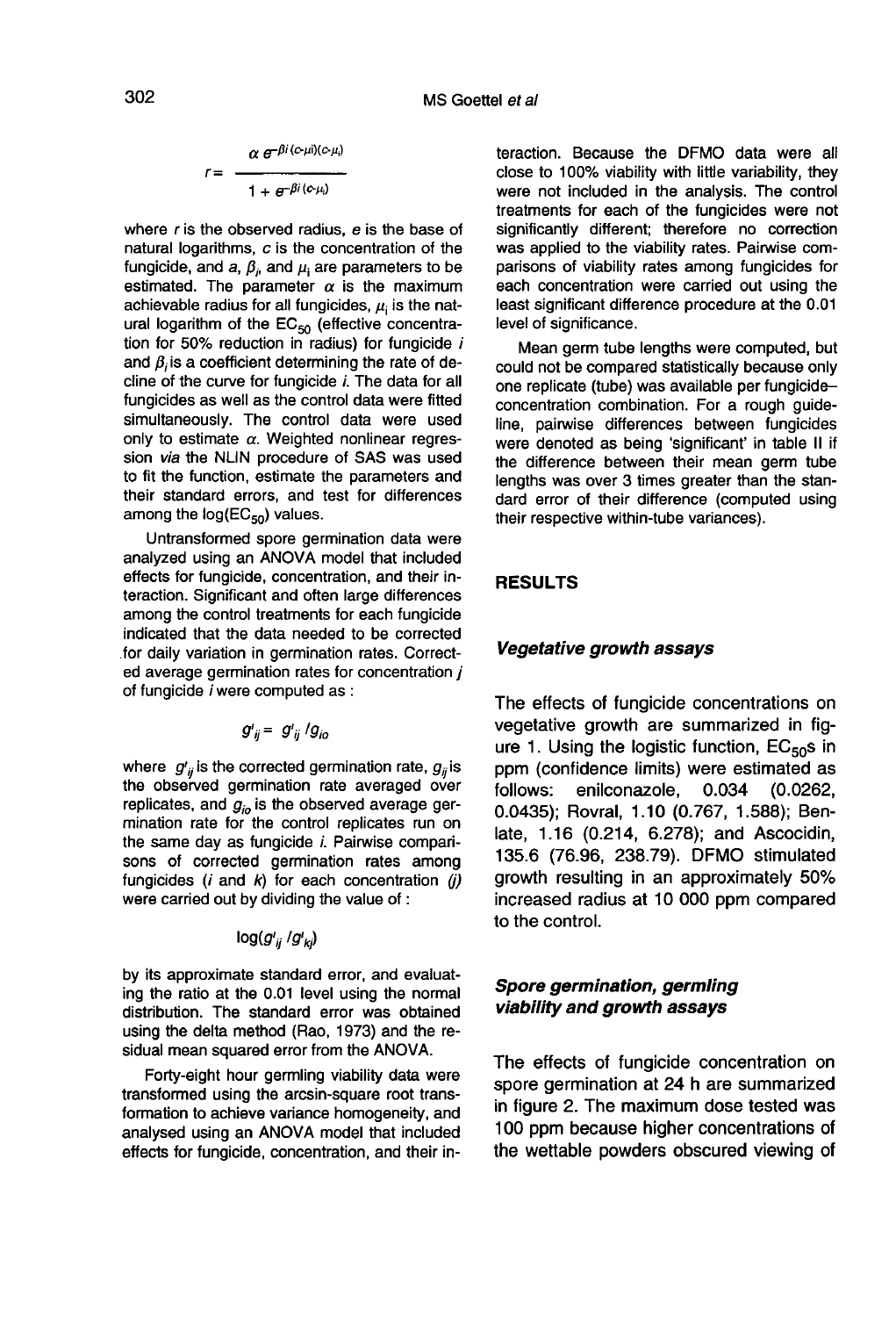$$r = \frac{\alpha\, e^{-\beta i\,(c-\mu i)(c-\mu_i)}}{1 + e^{-\beta i\,(c-\mu_i)}}$$

where $r$ is the observed radius, $e$ is the base of natural logarithms, $c$ is the concentration of the fungicide, and $a$, $\beta_i$, and $\mu_i$ are parameters to be estimated. The parameter $\alpha$ is the maximum achievable radius for all fungicides, $\mu_i$ is the natural logarithm of the $EC_{50}$ (effective concentration for 50% reduction in radius) for fungicide $i$ and $\beta_i$ is a coefficient determining the rate of decline of the curve for fungicide $i$. The data for all fungicides as well as the control data were fitted simultaneously. The control data were used only to estimate $\alpha$. Weighted nonlinear regression *via* the NLIN procedure of SAS was used to fit the function, estimate the parameters and their standard errors, and test for differences among the $\log(EC_{50})$ values.

Untransformed spore germination data were analyzed using an ANOVA model that included effects for fungicide, concentration, and their interaction. Significant and often large differences among the control treatments for each fungicide indicated that the data needed to be corrected for daily variation in germination rates. Corrected average germination rates for concentration $j$ of fungicide $i$ were computed as :

$$g'_{ij} = g'_{ij} / g_{io}$$

where $g'_{ij}$ is the corrected germination rate, $g_{ij}$ is the observed germination rate averaged over replicates, and $g_{io}$ is the observed average germination rate for the control replicates run on the same day as fungicide $i$. Pairwise comparisons of corrected germination rates among fungicides ($i$ and $k$) for each concentration ($j$) were carried out by dividing the value of :

$$\log(g'_{ij} / g'_{kj})$$

by its approximate standard error, and evaluating the ratio at the 0.01 level using the normal distribution. The standard error was obtained using the delta method (Rao, 1973) and the residual mean squared error from the ANOVA.

Forty-eight hour germling viability data were transformed using the arcsin-square root transformation to achieve variance homogeneity, and analysed using an ANOVA model that included effects for fungicide, concentration, and their interaction. Because the DFMO data were all close to 100% viability with little variability, they were not included in the analysis. The control treatments for each of the fungicides were not significantly different; therefore no correction was applied to the viability rates. Pairwise comparisons of viability rates among fungicides for each concentration were carried out using the least significant difference procedure at the 0.01 level of significance.

Mean germ tube lengths were computed, but could not be compared statistically because only one replicate (tube) was available per fungicide–concentration combination. For a rough guideline, pairwise differences between fungicides were denoted as being 'significant' in table II if the difference between their mean germ tube lengths was over 3 times greater than the standard error of their difference (computed using their respective within-tube variances).

## RESULTS

### *Vegetative growth assays*

The effects of fungicide concentrations on vegetative growth are summarized in figure 1. Using the logistic function, $EC_{50}$s in ppm (confidence limits) were estimated as follows: enilconazole, 0.034 (0.0262, 0.0435); Rovral, 1.10 (0.767, 1.588); Benlate, 1.16 (0.214, 6.278); and Ascocidin, 135.6 (76.96, 238.79). DFMO stimulated growth resulting in an approximately 50% increased radius at 10 000 ppm compared to the control.

### *Spore germination, germling viability and growth assays*

The effects of fungicide concentration on spore germination at 24 h are summarized in figure 2. The maximum dose tested was 100 ppm because higher concentrations of the wettable powders obscured viewing of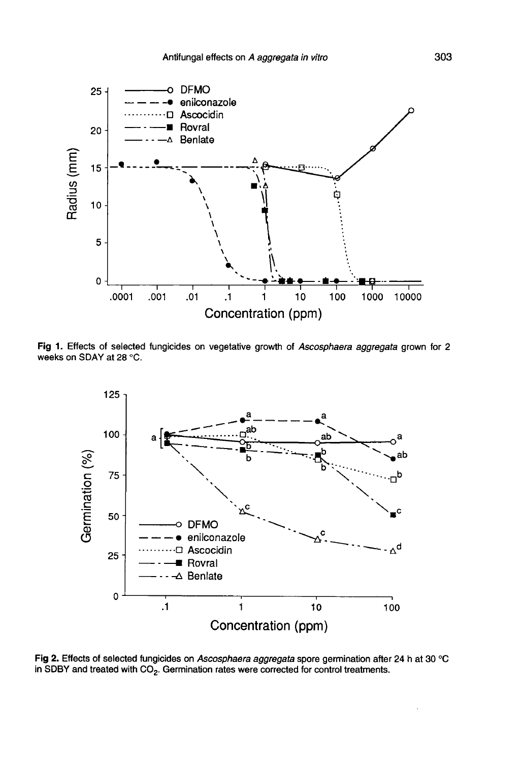Fig 1. Effects of selected fungicides on vegetative growth of *Ascosphaera aggregata* grown for 2 weeks on SDAY at 28 °C.

Fig 2. Effects of selected fungicides on *Ascosphaera aggregata* spore germination after 24 h at 30 °C in SDBY and treated with $CO_2$. Germination rates were corrected for control treatments.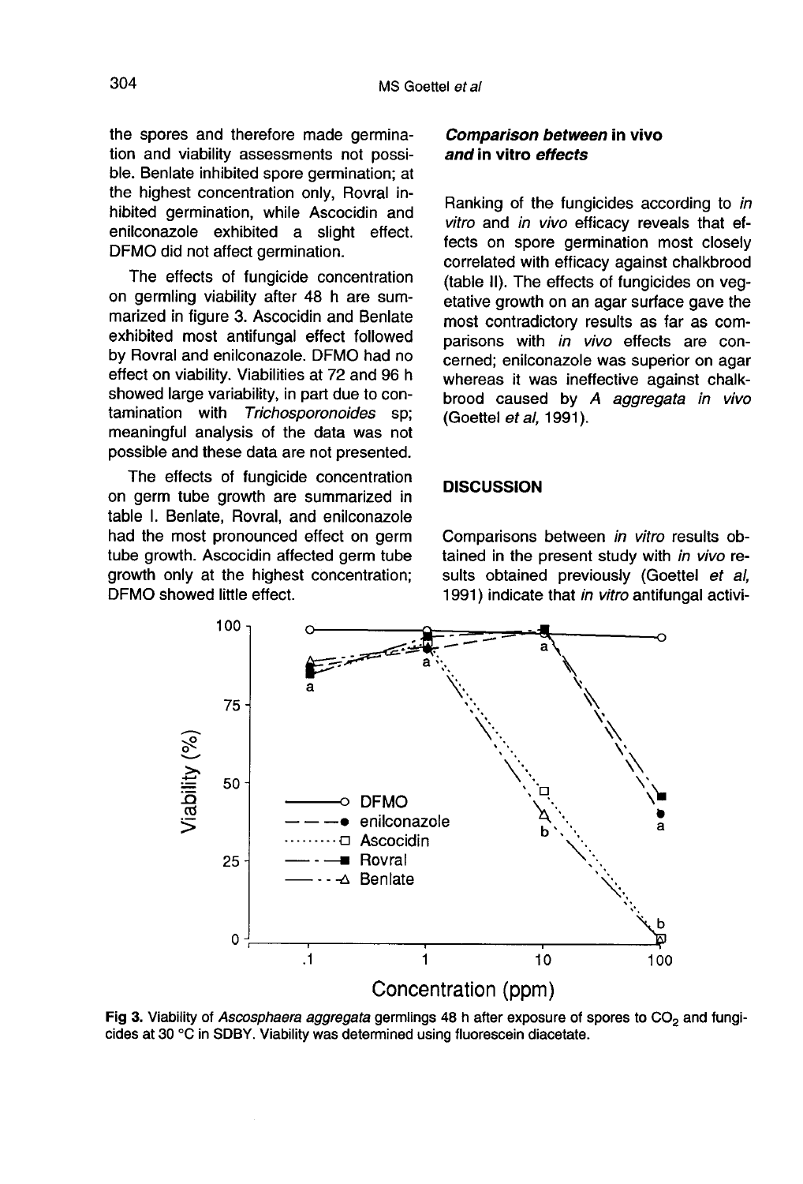the spores and therefore made germination and viability assessments not possible. Benlate inhibited spore germination; at the highest concentration only, Rovral inhibited germination, while Ascocidin and enilconazole exhibited a slight effect. DFMO did not affect germination.

The effects of fungicide concentration on germling viability after 48 h are summarized in figure 3. Ascocidin and Benlate exhibited most antifungal effect followed by Rovral and enilconazole. DFMO had no effect on viability. Viabilities at 72 and 96 h showed large variability, in part due to contamination with *Trichosporonoides* sp; meaningful analysis of the data was not possible and these data are not presented.

The effects of fungicide concentration on germ tube growth are summarized in table I. Benlate, Rovral, and enilconazole had the most pronounced effect on germ tube growth. Ascocidin affected germ tube growth only at the highest concentration; DFMO showed little effect.

### *Comparison between* in vivo *and* in vitro *effects*

Ranking of the fungicides according to *in vitro* and *in vivo* efficacy reveals that effects on spore germination most closely correlated with efficacy against chalkbrood (table II). The effects of fungicides on vegetative growth on an agar surface gave the most contradictory results as far as comparisons with *in vivo* effects are concerned; enilconazole was superior on agar whereas it was ineffective against chalkbrood caused by *A aggregata in vivo* (Goettel *et al*, 1991).

## DISCUSSION

Comparisons between *in vitro* results obtained in the present study with *in vivo* results obtained previously (Goettel *et al*, 1991) indicate that *in vitro* antifungal activi-

**Fig 3.** Viability of *Ascosphaera aggregata* germlings 48 h after exposure of spores to $CO_2$ and fungicides at 30 °C in SDBY. Viability was determined using fluorescein diacetate.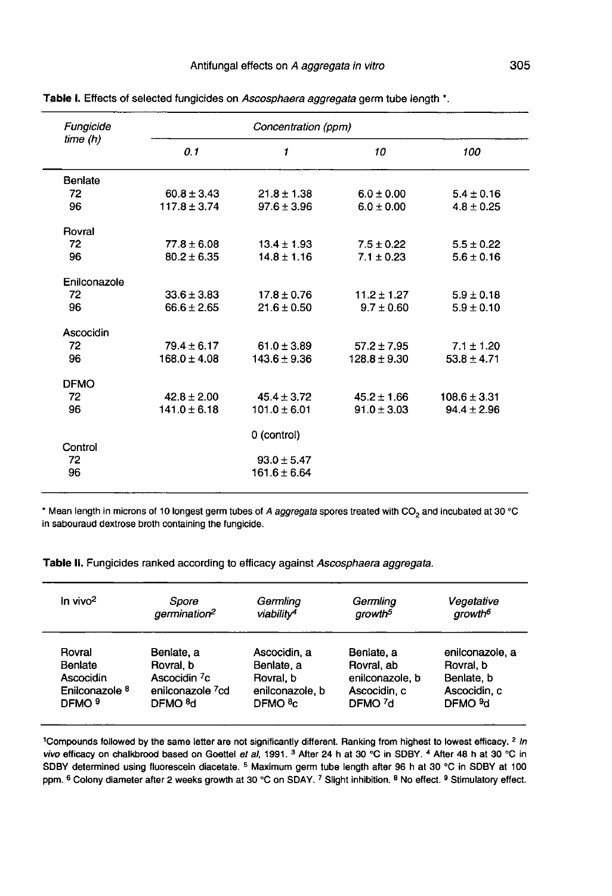**Table I.** Effects of selected fungicides on *Ascosphaera aggregata* germ tube length *.

| *Fungicide time (h)* | *Concentration (ppm)* | | | |
|---|---|---|---|---|
| | *0.1* | *1* | *10* | *100* |
| Benlate | | | | |
| 72 | 60.8 ± 3.43 | 21.8 ± 1.38 | 6.0 ± 0.00 | 5.4 ± 0.16 |
| 96 | 117.8 ± 3.74 | 97.6 ± 3.96 | 6.0 ± 0.00 | 4.8 ± 0.25 |
| Rovral | | | | |
| 72 | 77.8 ± 6.08 | 13.4 ± 1.93 | 7.5 ± 0.22 | 5.5 ± 0.22 |
| 96 | 80.2 ± 6.35 | 14.8 ± 1.16 | 7.1 ± 0.23 | 5.6 ± 0.16 |
| Enilconazole | | | | |
| 72 | 33.6 ± 3.83 | 17.8 ± 0.76 | 11.2 ± 1.27 | 5.9 ± 0.18 |
| 96 | 66.6 ± 2.65 | 21.6 ± 0.50 | 9.7 ± 0.60 | 5.9 ± 0.10 |
| Ascocidin | | | | |
| 72 | 79.4 ± 6.17 | 61.0 ± 3.89 | 57.2 ± 7.95 | 7.1 ± 1.20 |
| 96 | 168.0 ± 4.08 | 143.6 ± 9.36 | 128.8 ± 9.30 | 53.8 ± 4.71 |
| DFMO | | | | |
| 72 | 42.8 ± 2.00 | 45.4 ± 3.72 | 45.2 ± 1.66 | 108.6 ± 3.31 |
| 96 | 141.0 ± 6.18 | 101.0 ± 6.01 | 91.0 ± 3.03 | 94.4 ± 2.96 |
| | | 0 (control) | | |
| Control | | | | |
| 72 | | 93.0 ± 5.47 | | |
| 96 | | 161.6 ± 6.64 | | |

* Mean length in microns of 10 longest germ tubes of *A aggregata* spores treated with $CO_2$ and incubated at 30 °C in sabouraud dextrose broth containing the fungicide.

**Table II.** Fungicides ranked according to efficacy against *Ascosphaera aggregata*.

| In vivo[2] | *Spore germination*[2] | *Germling viability*[4] | *Germling growth*[5] | *Vegetative growth*[6] |
|---|---|---|---|---|
| Rovral | Benlate, a | Ascocidin, a | Benlate, a | enilconazole, a |
| Benlate | Rovral, b | Benlate, a | Rovral, ab | Rovral, b |
| Ascocidin | Ascocidin [7]c | Rovral, b | enilconazole, b | Benlate, b |
| Enilconazole [8] | enilconazole [7]cd | enilconazole, b | Ascocidin, c | Ascocidin, c |
| DFMO [9] | DFMO [8]d | DFMO [8]c | DFMO [7]d | DFMO [9]d |

[1]Compounds followed by the same letter are not significantly different. Ranking from highest to lowest efficacy. [2] *In vivo* efficacy on chalkbrood based on Goettel *et al*, 1991. [3] After 24 h at 30 °C in SDBY. [4] After 48 h at 30 °C in SDBY determined using fluorescein diacetate. [5] Maximum germ tube length after 96 h at 30 °C in SDBY at 100 ppm. [6] Colony diameter after 2 weeks growth at 30 °C on SDAY. [7] Slight inhibition. [8] No effect. [9] Stimulatory effect.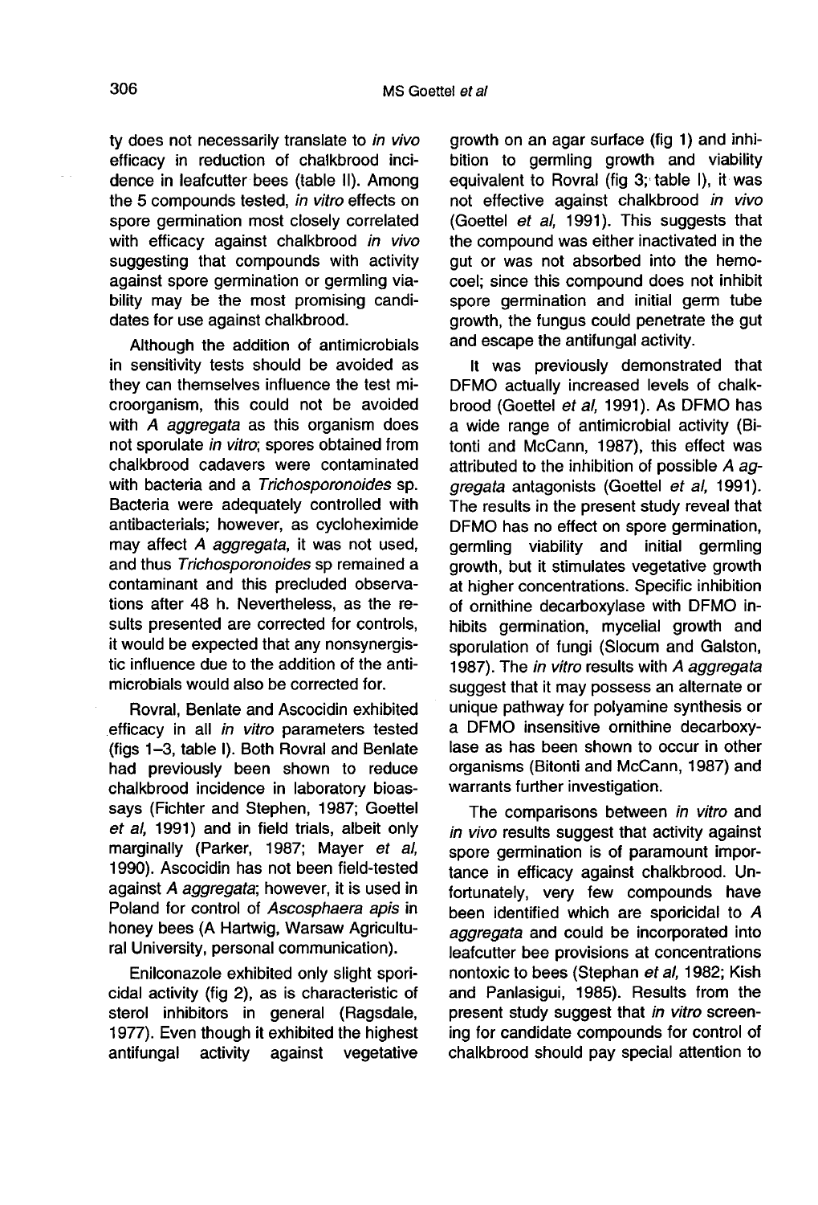ty does not necessarily translate to *in vivo* efficacy in reduction of chalkbrood incidence in leafcutter bees (table II). Among the 5 compounds tested, *in vitro* effects on spore germination most closely correlated with efficacy against chalkbrood *in vivo* suggesting that compounds with activity against spore germination or germling viability may be the most promising candidates for use against chalkbrood.

Although the addition of antimicrobials in sensitivity tests should be avoided as they can themselves influence the test microorganism, this could not be avoided with *A aggregata* as this organism does not sporulate *in vitro*; spores obtained from chalkbrood cadavers were contaminated with bacteria and a *Trichosporonoides* sp. Bacteria were adequately controlled with antibacterials; however, as cycloheximide may affect *A aggregata*, it was not used, and thus *Trichosporonoides* sp remained a contaminant and this precluded observations after 48 h. Nevertheless, as the results presented are corrected for controls, it would be expected that any nonsynergistic influence due to the addition of the antimicrobials would also be corrected for.

Rovral, Benlate and Ascocidin exhibited efficacy in all *in vitro* parameters tested (figs 1–3, table I). Both Rovral and Benlate had previously been shown to reduce chalkbrood incidence in laboratory bioassays (Fichter and Stephen, 1987; Goettel *et al*, 1991) and in field trials, albeit only marginally (Parker, 1987; Mayer *et al*, 1990). Ascocidin has not been field-tested against *A aggregata*; however, it is used in Poland for control of *Ascosphaera apis* in honey bees (A Hartwig, Warsaw Agricultural University, personal communication).

Enilconazole exhibited only slight sporicidal activity (fig 2), as is characteristic of sterol inhibitors in general (Ragsdale, 1977). Even though it exhibited the highest antifungal activity against vegetative growth on an agar surface (fig 1) and inhibition to germling growth and viability equivalent to Rovral (fig 3; table I), it was not effective against chalkbrood *in vivo* (Goettel *et al*, 1991). This suggests that the compound was either inactivated in the gut or was not absorbed into the hemocoel; since this compound does not inhibit spore germination and initial germ tube growth, the fungus could penetrate the gut and escape the antifungal activity.

It was previously demonstrated that DFMO actually increased levels of chalkbrood (Goettel *et al*, 1991). As DFMO has a wide range of antimicrobial activity (Bitonti and McCann, 1987), this effect was attributed to the inhibition of possible *A aggregata* antagonists (Goettel *et al*, 1991). The results in the present study reveal that DFMO has no effect on spore germination, germling viability and initial germling growth, but it stimulates vegetative growth at higher concentrations. Specific inhibition of ornithine decarboxylase with DFMO inhibits germination, mycelial growth and sporulation of fungi (Slocum and Galston, 1987). The *in vitro* results with *A aggregata* suggest that it may possess an alternate or unique pathway for polyamine synthesis or a DFMO insensitive ornithine decarboxylase as has been shown to occur in other organisms (Bitonti and McCann, 1987) and warrants further investigation.

The comparisons between *in vitro* and *in vivo* results suggest that activity against spore germination is of paramount importance in efficacy against chalkbrood. Unfortunately, very few compounds have been identified which are sporicidal to *A aggregata* and could be incorporated into leafcutter bee provisions at concentrations nontoxic to bees (Stephan *et al*, 1982; Kish and Panlasigui, 1985). Results from the present study suggest that *in vitro* screening for candidate compounds for control of chalkbrood should pay special attention to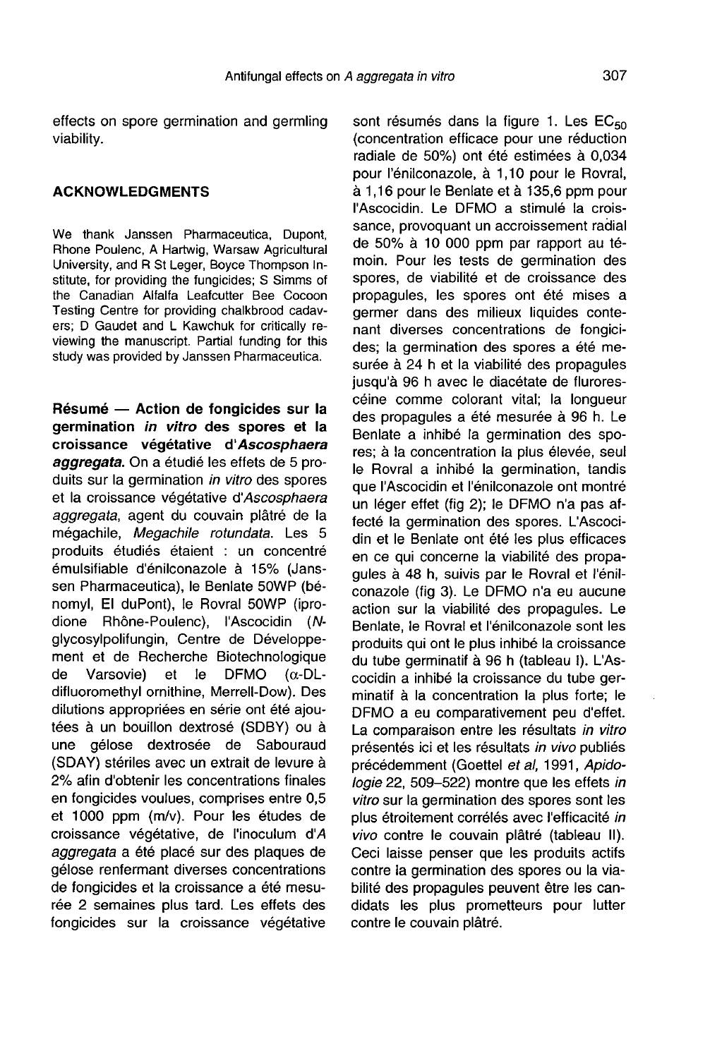effects on spore germination and germling viability.

## ACKNOWLEDGMENTS

We thank Janssen Pharmaceutica, Dupont, Rhone Poulenc, A Hartwig, Warsaw Agricultural University, and R St Leger, Boyce Thompson Institute, for providing the fungicides; S Simms of the Canadian Alfalfa Leafcutter Bee Cocoon Testing Centre for providing chalkbrood cadavers; D Gaudet and L Kawchuk for critically reviewing the manuscript. Partial funding for this study was provided by Janssen Pharmaceutica.

**Résumé — Action de fongicides sur la germination *in vitro* des spores et la croissance végétative d'*Ascosphaera aggregata*.** On a étudié les effets de 5 produits sur la germination *in vitro* des spores et la croissance végétative d'*Ascosphaera aggregata*, agent du couvain plâtré de la mégachile, *Megachile rotundata*. Les 5 produits étudiés étaient : un concentré émulsifiable d'énilconazole à 15% (Janssen Pharmaceutica), le Benlate 50WP (bénomyl, El duPont), le Rovral 50WP (iprodione Rhône-Poulenc), l'Ascocidin (*N*-glycosylpolifungin, Centre de Développement et de Recherche Biotechnologique de Varsovie) et le DFMO (α-DL-difluoromethyl ornithine, Merrell-Dow). Des dilutions appropriées en série ont été ajoutées à un bouillon dextrosé (SDBY) ou à une gélose dextrosée de Sabouraud (SDAY) stériles avec un extrait de levure à 2% afin d'obtenir les concentrations finales en fongicides voulues, comprises entre 0,5 et 1000 ppm (m/v). Pour les études de croissance végétative, de l'inoculum d'*A aggregata* a été placé sur des plaques de gélose renfermant diverses concentrations de fongicides et la croissance a été mesurée 2 semaines plus tard. Les effets des fongicides sur la croissance végétative sont résumés dans la figure 1. Les $EC_{50}$ (concentration efficace pour une réduction radiale de 50%) ont été estimées à 0,034 pour l'énilconazole, à 1,10 pour le Rovral, à 1,16 pour le Benlate et à 135,6 ppm pour l'Ascocidin. Le DFMO a stimulé la croissance, provoquant un accroissement radial de 50% à 10 000 ppm par rapport au témoin. Pour les tests de germination des spores, de viabilité et de croissance des propagules, les spores ont été mises a germer dans des milieux liquides contenant diverses concentrations de fongicides; la germination des spores a été mesurée à 24 h et la viabilité des propagules jusqu'à 96 h avec le diacétate de flurorescéine comme colorant vital; la longueur des propagules a été mesurée à 96 h. Le Benlate a inhibé la germination des spores; à la concentration la plus élevée, seul le Rovral a inhibé la germination, tandis que l'Ascocidin et l'énilconazole ont montré un léger effet (fig 2); le DFMO n'a pas affecté la germination des spores. L'Ascocidin et le Benlate ont été les plus efficaces en ce qui concerne la viabilité des propagules à 48 h, suivis par le Rovral et l'énilconazole (fig 3). Le DFMO n'a eu aucune action sur la viabilité des propagules. Le Benlate, le Rovral et l'énilconazole sont les produits qui ont le plus inhibé la croissance du tube germinatif à 96 h (tableau I). L'Ascocidin a inhibé la croissance du tube germinatif à la concentration la plus forte; le DFMO a eu comparativement peu d'effet. La comparaison entre les résultats *in vitro* présentés ici et les résultats *in vivo* publiés précédemment (Goettel *et al*, 1991, *Apidologie* 22, 509–522) montre que les effets *in vitro* sur la germination des spores sont les plus étroitement corrélés avec l'efficacité *in vivo* contre le couvain plâtré (tableau II). Ceci laisse penser que les produits actifs contre la germination des spores ou la viabilité des propagules peuvent être les candidats les plus prometteurs pour lutter contre le couvain plâtré.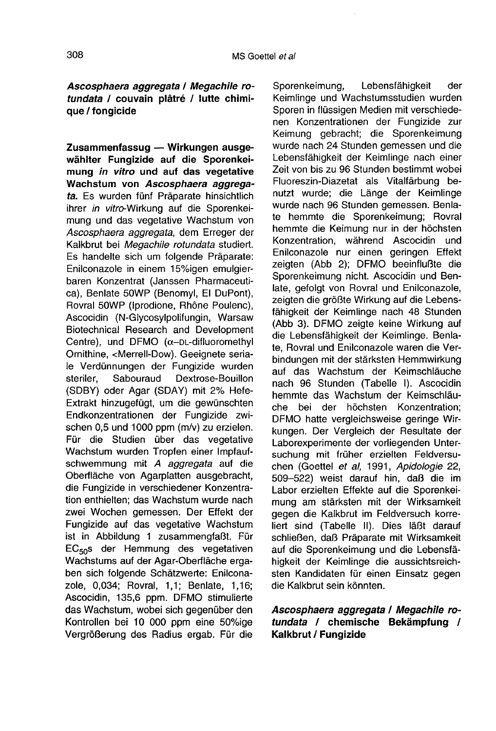***Ascosphaera aggregata* / *Megachile rotundata* / couvain plâtré / lutte chimique / fongicide**

**Zusammenfassug — Wirkungen ausgewählter Fungizide auf die Sporenkeimung *in vitro* und auf das vegetative Wachstum von *Ascosphaera aggregata*.** Es wurden fünf Präparate hinsichtlich ihrer *in vitro*-Wirkung auf die Sporenkeimung und das vegetative Wachstum von *Ascosphaera aggregata*, dem Erreger der Kalkbrut bei *Megachile rotundata* studiert. Es handelte sich um folgende Präparate: Enilconazole in einem 15%igen emulgierbaren Konzentrat (Janssen Pharmaceutica), Benlate 50WP (Benomyl, El DuPont), Rovral 50WP (Iprodione, Rhône Poulenc), Ascocidin (N-Glycosylpolifungin, Warsaw Biotechnical Research and Development Centre), und DFMO (α–DL-difluoromethyl Ornithine, <Merrell-Dow). Geeignete seriale Verdünnungen der Fungizide wurden steriler, Sabouraud Dextrose-Bouillon (SDBY) oder Agar (SDAY) mit 2% Hefe-Extrakt hinzugefügt, um die gewünschten Endkonzentrationen der Fungizide zwischen 0,5 und 1000 ppm (m/v) zu erzielen. Für die Studien über das vegetative Wachstum wurden Tropfen einer Impfaufschwemmung mit *A aggregata* auf die Oberfläche von Agarplatten ausgebracht, die Fungizide in verschiedener Konzentration enthielten; das Wachstum wurde nach zwei Wochen gemessen. Der Effekt der Fungizide auf das vegetative Wachstum ist in Abbildung 1 zusammengfaßt. Für $EC_{50}$s der Hemmung des vegetativen Wachstums auf der Agar-Oberfläche ergaben sich folgende Schätzwerte: Enilconazole, 0,034; Rovral, 1,1; Benlate, 1,16; Ascocidin, 135,6 ppm. DFMO stimulierte das Wachstum, wobei sich gegenüber den Kontrollen bei 10 000 ppm eine 50%ige Vergrößerung des Radius ergab. Für die Sporenkeimung, Lebensfähigkeit der Keimlinge und Wachstumsstudien wurden Sporen in flüssigen Medien mit verschiedenen Konzentrationen der Fungizide zur Keimung gebracht; die Sporenkeimung wurde nach 24 Stunden gemessen und die Lebensfähigkeit der Keimlinge nach einer Zeit von bis zu 96 Stunden bestimmt wobei Fluoreszin-Diazetat als Vitalfärbung benutzt wurde; die Länge der Keimlinge wurde nach 96 Stunden gemessen. Benlate hemmte die Sporenkeimung; Rovral hemmte die Keimung nur in der höchsten Konzentration, während Ascocidin und Enilconazole nur einen geringen Effekt zeigten (Abb 2); DFMO beeinflußte die Sporenkeimung nicht. Ascocidin und Benlate, gefolgt von Rovral und Enilconazole, zeigten die größte Wirkung auf die Lebensfähigkeit der Keimlinge nach 48 Stunden (Abb 3). DFMO zeigte keine Wirkung auf die Lebensfähigkeit der Keimlinge. Benlate, Rovral und Enilconazole waren die Verbindungen mit der stärksten Hemmwirkung auf das Wachstum der Keimschläuche nach 96 Stunden (Tabelle I). Ascocidin hemmte das Wachstum der Keimschläuche bei der höchsten Konzentration; DFMO hatte vergleichsweise geringe Wirkungen. Der Vergleich der Resultate der Laborexperimente der vorliegenden Untersuchung mit früher erzielten Feldversuchen (Goettel *et al*, 1991, *Apidologie* 22, 509–522) weist darauf hin, daß die im Labor erzielten Effekte auf die Sporenkeimung am stärksten mit der Wirksamkeit gegen die Kalkbrut im Feldversuch korreliert sind (Tabelle II). Dies läßt darauf schließen, daß Präparate mit Wirksamkeit auf die Sporenkeimung und die Lebensfähigkeit der Keimlinge die aussichtsreichsten Kandidaten für einen Einsatz gegen die Kalkbrut sein könnten.

***Ascosphaera aggregata* / *Megachile rotundata* / chemische Bekämpfung / Kalkbrut / Fungizide**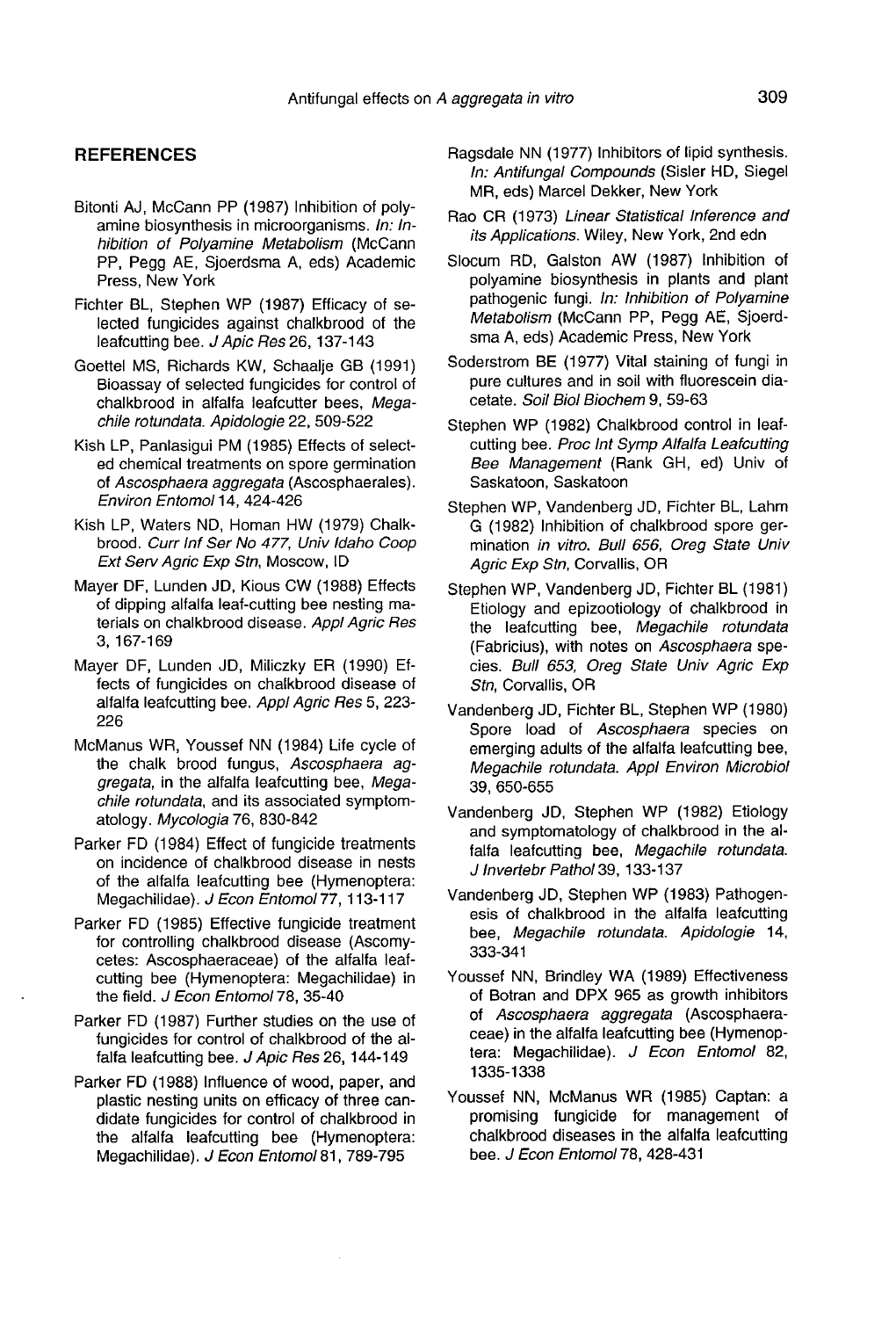## REFERENCES

Bitonti AJ, McCann PP (1987) Inhibition of polyamine biosynthesis in microorganisms. *In: Inhibition of Polyamine Metabolism* (McCann PP, Pegg AE, Sjoerdsma A, eds) Academic Press, New York

Fichter BL, Stephen WP (1987) Efficacy of selected fungicides against chalkbrood of the leafcutting bee. *J Apic Res* 26, 137-143

Goettel MS, Richards KW, Schaalje GB (1991) Bioassay of selected fungicides for control of chalkbrood in alfalfa leafcutter bees, *Megachile rotundata*. *Apidologie* 22, 509-522

Kish LP, Panlasigui PM (1985) Effects of selected chemical treatments on spore germination of *Ascosphaera aggregata* (Ascosphaerales). *Environ Entomol* 14, 424-426

Kish LP, Waters ND, Homan HW (1979) Chalkbrood. *Curr Inf Ser No 477, Univ Idaho Coop Ext Serv Agric Exp Stn*, Moscow, ID

Mayer DF, Lunden JD, Kious CW (1988) Effects of dipping alfalfa leaf-cutting bee nesting materials on chalkbrood disease. *Appl Agric Res* 3, 167-169

Mayer DF, Lunden JD, Miliczky ER (1990) Effects of fungicides on chalkbrood disease of alfalfa leafcutting bee. *Appl Agric Res* 5, 223-226

McManus WR, Youssef NN (1984) Life cycle of the chalk brood fungus, *Ascosphaera aggregata*, in the alfalfa leafcutting bee, *Megachile rotundata*, and its associated symptomatology. *Mycologia* 76, 830-842

Parker FD (1984) Effect of fungicide treatments on incidence of chalkbrood disease in nests of the alfalfa leafcutting bee (Hymenoptera: Megachilidae). *J Econ Entomol* 77, 113-117

Parker FD (1985) Effective fungicide treatment for controlling chalkbrood disease (Ascomycetes: Ascosphaeraceae) of the alfalfa leafcutting bee (Hymenoptera: Megachilidae) in the field. *J Econ Entomol* 78, 35-40

Parker FD (1987) Further studies on the use of fungicides for control of chalkbrood of the alfalfa leafcutting bee. *J Apic Res* 26, 144-149

Parker FD (1988) Influence of wood, paper, and plastic nesting units on efficacy of three candidate fungicides for control of chalkbrood in the alfalfa leafcutting bee (Hymenoptera: Megachilidae). *J Econ Entomol* 81, 789-795

Ragsdale NN (1977) Inhibitors of lipid synthesis. *In: Antifungal Compounds* (Sisler HD, Siegel MR, eds) Marcel Dekker, New York

Rao CR (1973) *Linear Statistical Inference and its Applications*. Wiley, New York, 2nd edn

Slocum RD, Galston AW (1987) Inhibition of polyamine biosynthesis in plants and plant pathogenic fungi. *In: Inhibition of Polyamine Metabolism* (McCann PP, Pegg AE, Sjoerdsma A, eds) Academic Press, New York

Soderstrom BE (1977) Vital staining of fungi in pure cultures and in soil with fluorescein diacetate. *Soil Biol Biochem* 9, 59-63

Stephen WP (1982) Chalkbrood control in leafcutting bee. *Proc Int Symp Alfalfa Leafcutting Bee Management* (Rank GH, ed) Univ of Saskatoon, Saskatoon

Stephen WP, Vandenberg JD, Fichter BL, Lahm G (1982) Inhibition of chalkbrood spore germination *in vitro*. *Bull 656, Oreg State Univ Agric Exp Stn*, Corvallis, OR

Stephen WP, Vandenberg JD, Fichter BL (1981) Etiology and epizootiology of chalkbrood in the leafcutting bee, *Megachile rotundata* (Fabricius), with notes on *Ascosphaera* species. *Bull 653, Oreg State Univ Agric Exp Stn*, Corvallis, OR

Vandenberg JD, Fichter BL, Stephen WP (1980) Spore load of *Ascosphaera* species on emerging adults of the alfalfa leafcutting bee, *Megachile rotundata*. *Appl Environ Microbiol* 39, 650-655

Vandenberg JD, Stephen WP (1982) Etiology and symptomatology of chalkbrood in the alfalfa leafcutting bee, *Megachile rotundata*. *J Invertebr Pathol* 39, 133-137

Vandenberg JD, Stephen WP (1983) Pathogenesis of chalkbrood in the alfalfa leafcutting bee, *Megachile rotundata*. *Apidologie* 14, 333-341

Youssef NN, Brindley WA (1989) Effectiveness of Botran and DPX 965 as growth inhibitors of *Ascosphaera aggregata* (Ascosphaeraceae) in the alfalfa leafcutting bee (Hymenoptera: Megachilidae). *J Econ Entomol* 82, 1335-1338

Youssef NN, McManus WR (1985) Captan: a promising fungicide for management of chalkbrood diseases in the alfalfa leafcutting bee. *J Econ Entomol* 78, 428-431